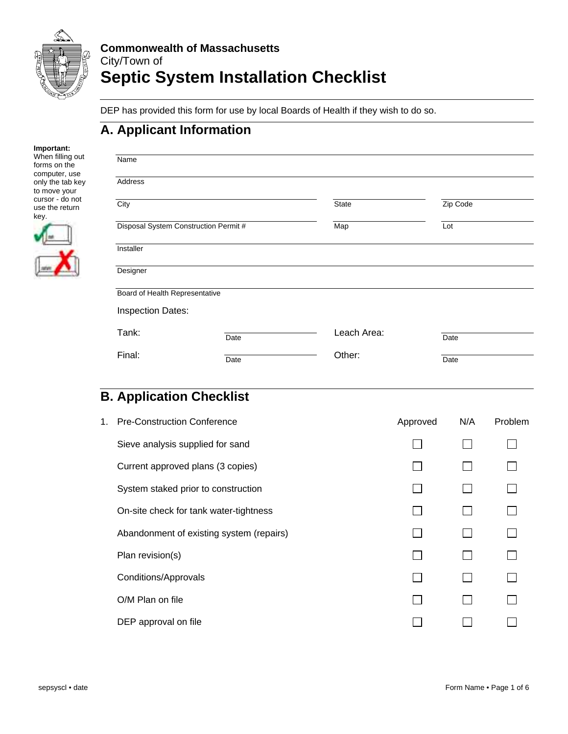**Commonwealth of Massachusetts**
City/Town of

# Septic System Installation Checklist

DEP has provided this form for use by local Boards of Health if they wish to do so.

## A. Applicant Information

**Important:** When filling out forms on the computer, use only the tab key to move your cursor - do not use the return key.

Name

Address

City | State | Zip Code

Disposal System Construction Permit # | Map | Lot

Installer

Designer

Board of Health Representative

Inspection Dates:

| | | | |
|---|---|---|---|
| Tank: | Date | Leach Area: | Date |
| Final: | Date | Other: | Date |

## B. Application Checklist

| 1. Pre-Construction Conference | Approved | N/A | Problem |
|---|---|---|---|
| Sieve analysis supplied for sand | ☐ | ☐ | ☐ |
| Current approved plans (3 copies) | ☐ | ☐ | ☐ |
| System staked prior to construction | ☐ | ☐ | ☐ |
| On-site check for tank water-tightness | ☐ | ☐ | ☐ |
| Abandonment of existing system (repairs) | ☐ | ☐ | ☐ |
| Plan revision(s) | ☐ | ☐ | ☐ |
| Conditions/Approvals | ☐ | ☐ | ☐ |
| O/M Plan on file | ☐ | ☐ | ☐ |
| DEP approval on file | ☐ | ☐ | ☐ |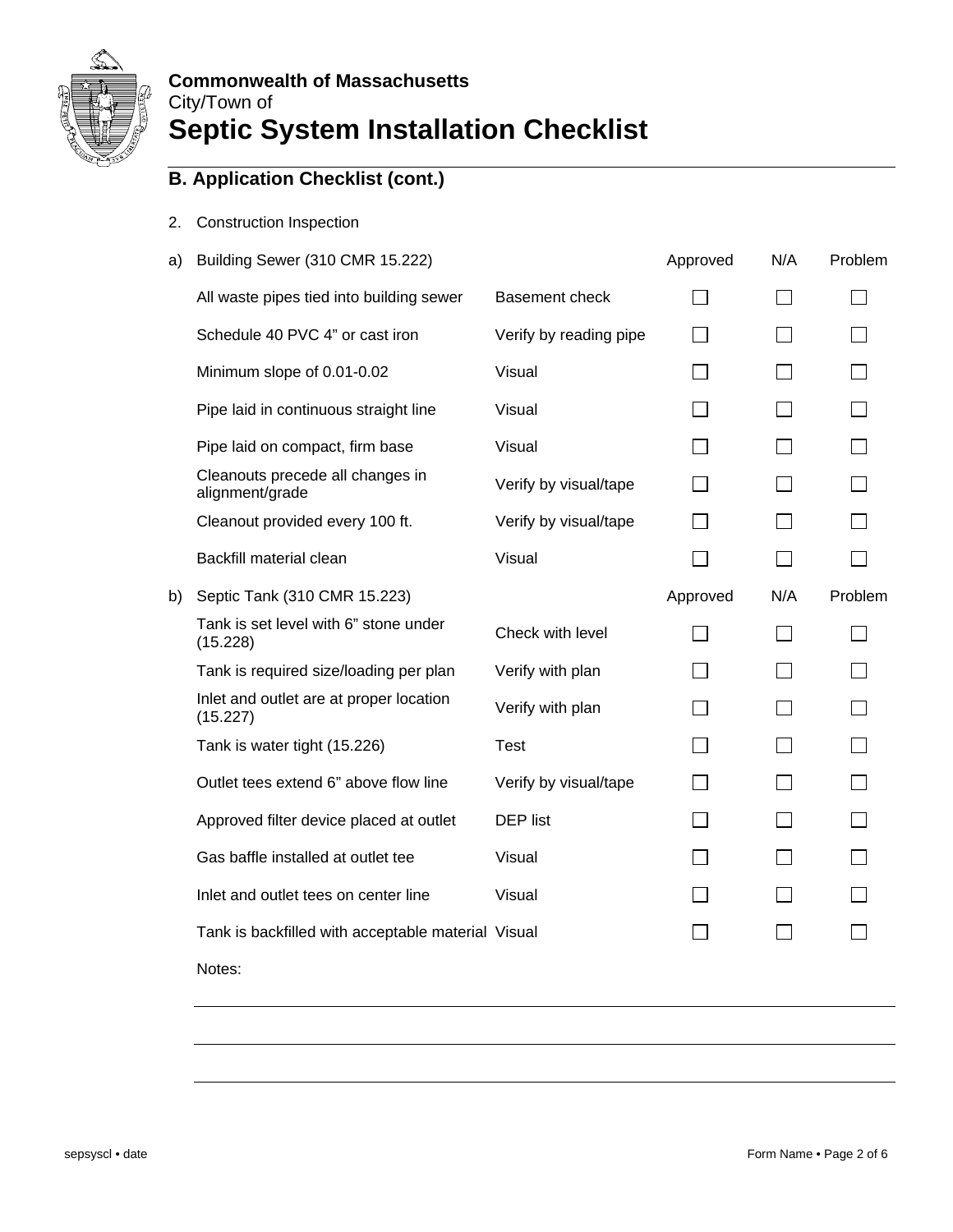**Commonwealth of Massachusetts**
City/Town of

# Septic System Installation Checklist

## B. Application Checklist (cont.)

2. Construction Inspection

| | | | Approved | N/A | Problem |
|---|---|---|---|---|---|
| a) | Building Sewer (310 CMR 15.222) | | Approved | N/A | Problem |
| | All waste pipes tied into building sewer | Basement check | ☐ | ☐ | ☐ |
| | Schedule 40 PVC 4" or cast iron | Verify by reading pipe | ☐ | ☐ | ☐ |
| | Minimum slope of 0.01-0.02 | Visual | ☐ | ☐ | ☐ |
| | Pipe laid in continuous straight line | Visual | ☐ | ☐ | ☐ |
| | Pipe laid on compact, firm base | Visual | ☐ | ☐ | ☐ |
| | Cleanouts precede all changes in alignment/grade | Verify by visual/tape | ☐ | ☐ | ☐ |
| | Cleanout provided every 100 ft. | Verify by visual/tape | ☐ | ☐ | ☐ |
| | Backfill material clean | Visual | ☐ | ☐ | ☐ |
| b) | Septic Tank (310 CMR 15.223) | | Approved | N/A | Problem |
| | Tank is set level with 6" stone under (15.228) | Check with level | ☐ | ☐ | ☐ |
| | Tank is required size/loading per plan | Verify with plan | ☐ | ☐ | ☐ |
| | Inlet and outlet are at proper location (15.227) | Verify with plan | ☐ | ☐ | ☐ |
| | Tank is water tight (15.226) | Test | ☐ | ☐ | ☐ |
| | Outlet tees extend 6" above flow line | Verify by visual/tape | ☐ | ☐ | ☐ |
| | Approved filter device placed at outlet | DEP list | ☐ | ☐ | ☐ |
| | Gas baffle installed at outlet tee | Visual | ☐ | ☐ | ☐ |
| | Inlet and outlet tees on center line | Visual | ☐ | ☐ | ☐ |
| | Tank is backfilled with acceptable material | Visual | ☐ | ☐ | ☐ |

Notes:

_______________________________________________

_______________________________________________

_______________________________________________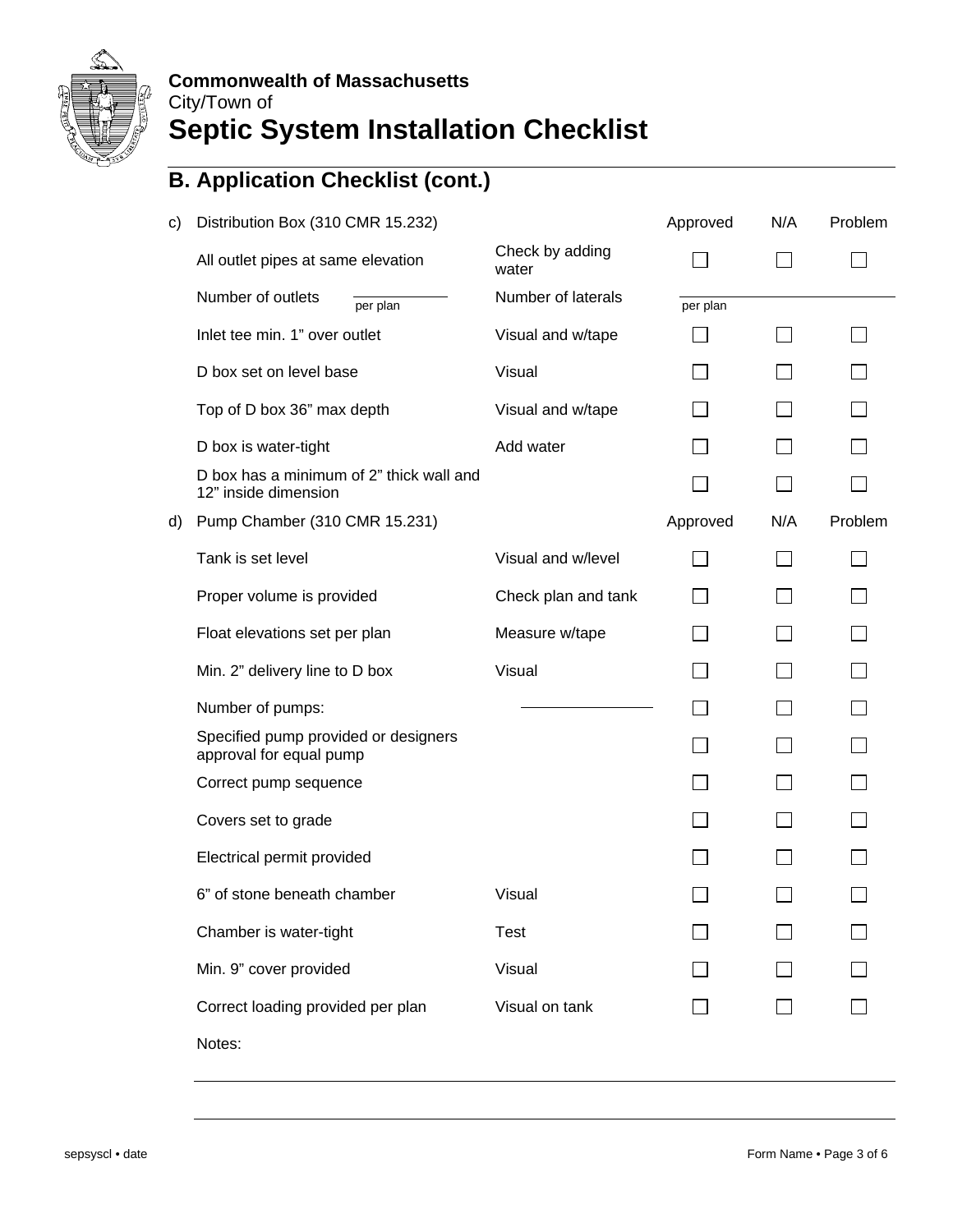**Commonwealth of Massachusetts**
City/Town of

# Septic System Installation Checklist

## B. Application Checklist (cont.)

| | | | Approved | N/A | Problem |
|---|---|---|---|---|---|
| c) | Distribution Box (310 CMR 15.232) | | Approved | N/A | Problem |
| | All outlet pipes at same elevation | Check by adding water | ☐ | ☐ | ☐ |
| | Number of outlets ______ per plan | Number of laterals ______ per plan | | | |
| | Inlet tee min. 1" over outlet | Visual and w/tape | ☐ | ☐ | ☐ |
| | D box set on level base | Visual | ☐ | ☐ | ☐ |
| | Top of D box 36" max depth | Visual and w/tape | ☐ | ☐ | ☐ |
| | D box is water-tight | Add water | ☐ | ☐ | ☐ |
| | D box has a minimum of 2" thick wall and 12" inside dimension | | ☐ | ☐ | ☐ |
| d) | Pump Chamber (310 CMR 15.231) | | Approved | N/A | Problem |
| | Tank is set level | Visual and w/level | ☐ | ☐ | ☐ |
| | Proper volume is provided | Check plan and tank | ☐ | ☐ | ☐ |
| | Float elevations set per plan | Measure w/tape | ☐ | ☐ | ☐ |
| | Min. 2" delivery line to D box | Visual | ☐ | ☐ | ☐ |
| | Number of pumps: | ______ | ☐ | ☐ | ☐ |
| | Specified pump provided or designers approval for equal pump | | ☐ | ☐ | ☐ |
| | Correct pump sequence | | ☐ | ☐ | ☐ |
| | Covers set to grade | | ☐ | ☐ | ☐ |
| | Electrical permit provided | | ☐ | ☐ | ☐ |
| | 6" of stone beneath chamber | Visual | ☐ | ☐ | ☐ |
| | Chamber is water-tight | Test | ☐ | ☐ | ☐ |
| | Min. 9" cover provided | Visual | ☐ | ☐ | ☐ |
| | Correct loading provided per plan | Visual on tank | ☐ | ☐ | ☐ |

Notes:

______________________________________________________________________

______________________________________________________________________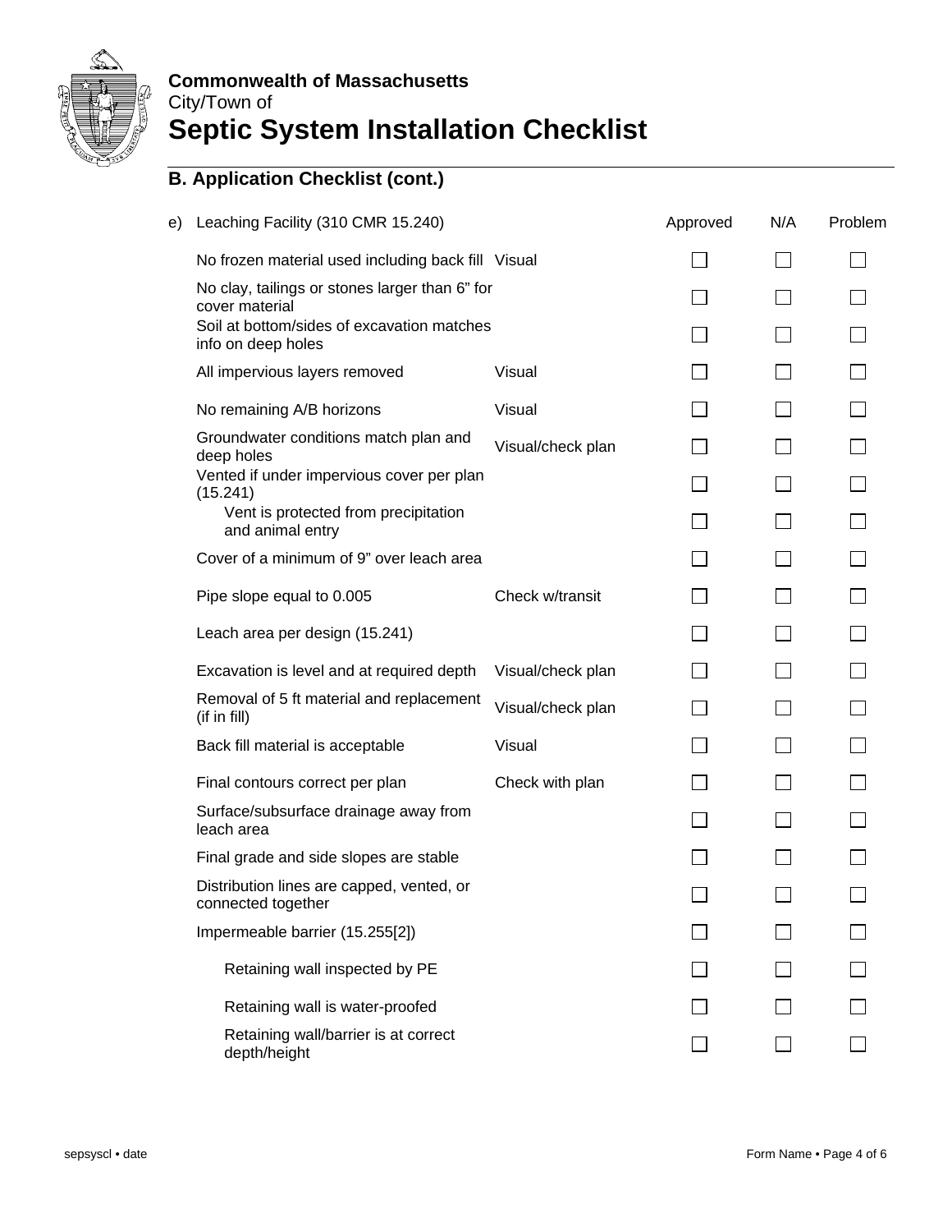**Commonwealth of Massachusetts**
City/Town of
# Septic System Installation Checklist

## B. Application Checklist (cont.)

| e) Leaching Facility (310 CMR 15.240) | | Approved | N/A | Problem |
|---|---|---|---|---|
| No frozen material used including back fill | Visual | ☐ | ☐ | ☐ |
| No clay, tailings or stones larger than 6" for cover material | | ☐ | ☐ | ☐ |
| Soil at bottom/sides of excavation matches info on deep holes | | ☐ | ☐ | ☐ |
| All impervious layers removed | Visual | ☐ | ☐ | ☐ |
| No remaining A/B horizons | Visual | ☐ | ☐ | ☐ |
| Groundwater conditions match plan and deep holes | Visual/check plan | ☐ | ☐ | ☐ |
| Vented if under impervious cover per plan (15.241) | | ☐ | ☐ | ☐ |
| Vent is protected from precipitation and animal entry | | ☐ | ☐ | ☐ |
| Cover of a minimum of 9" over leach area | | ☐ | ☐ | ☐ |
| Pipe slope equal to 0.005 | Check w/transit | ☐ | ☐ | ☐ |
| Leach area per design (15.241) | | ☐ | ☐ | ☐ |
| Excavation is level and at required depth | Visual/check plan | ☐ | ☐ | ☐ |
| Removal of 5 ft material and replacement (if in fill) | Visual/check plan | ☐ | ☐ | ☐ |
| Back fill material is acceptable | Visual | ☐ | ☐ | ☐ |
| Final contours correct per plan | Check with plan | ☐ | ☐ | ☐ |
| Surface/subsurface drainage away from leach area | | ☐ | ☐ | ☐ |
| Final grade and side slopes are stable | | ☐ | ☐ | ☐ |
| Distribution lines are capped, vented, or connected together | | ☐ | ☐ | ☐ |
| Impermeable barrier (15.255[2]) | | ☐ | ☐ | ☐ |
| Retaining wall inspected by PE | | ☐ | ☐ | ☐ |
| Retaining wall is water-proofed | | ☐ | ☐ | ☐ |
| Retaining wall/barrier is at correct depth/height | | ☐ | ☐ | ☐ |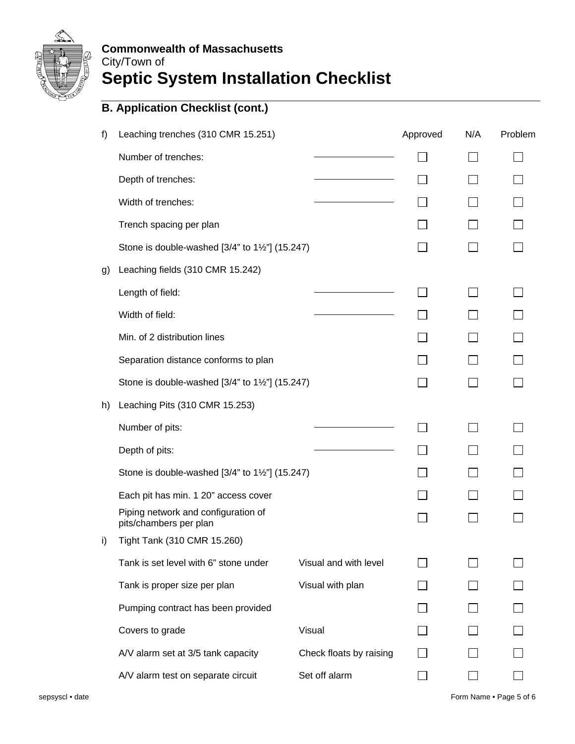**Commonwealth of Massachusetts**
City/Town of
# Septic System Installation Checklist

## B. Application Checklist (cont.)

| | Item | | Approved | N/A | Problem |
|---|---|---|---|---|---|
| f) | Leaching trenches (310 CMR 15.251) | | | | |
| | Number of trenches: | ______________ | ☐ | ☐ | ☐ |
| | Depth of trenches: | ______________ | ☐ | ☐ | ☐ |
| | Width of trenches: | ______________ | ☐ | ☐ | ☐ |
| | Trench spacing per plan | | ☐ | ☐ | ☐ |
| | Stone is double-washed [3/4" to 1½"] (15.247) | | ☐ | ☐ | ☐ |
| g) | Leaching fields (310 CMR 15.242) | | | | |
| | Length of field: | ______________ | ☐ | ☐ | ☐ |
| | Width of field: | ______________ | ☐ | ☐ | ☐ |
| | Min. of 2 distribution lines | | ☐ | ☐ | ☐ |
| | Separation distance conforms to plan | | ☐ | ☐ | ☐ |
| | Stone is double-washed [3/4" to 1½"] (15.247) | | ☐ | ☐ | ☐ |
| h) | Leaching Pits (310 CMR 15.253) | | | | |
| | Number of pits: | ______________ | ☐ | ☐ | ☐ |
| | Depth of pits: | ______________ | ☐ | ☐ | ☐ |
| | Stone is double-washed [3/4" to 1½"] (15.247) | | ☐ | ☐ | ☐ |
| | Each pit has min. 1 20" access cover | | ☐ | ☐ | ☐ |
| | Piping network and configuration of pits/chambers per plan | | ☐ | ☐ | ☐ |
| i) | Tight Tank (310 CMR 15.260) | | | | |
| | Tank is set level with 6" stone under | Visual and with level | ☐ | ☐ | ☐ |
| | Tank is proper size per plan | Visual with plan | ☐ | ☐ | ☐ |
| | Pumping contract has been provided | | ☐ | ☐ | ☐ |
| | Covers to grade | Visual | ☐ | ☐ | ☐ |
| | A/V alarm set at 3/5 tank capacity | Check floats by raising | ☐ | ☐ | ☐ |
| | A/V alarm test on separate circuit | Set off alarm | ☐ | ☐ | ☐ |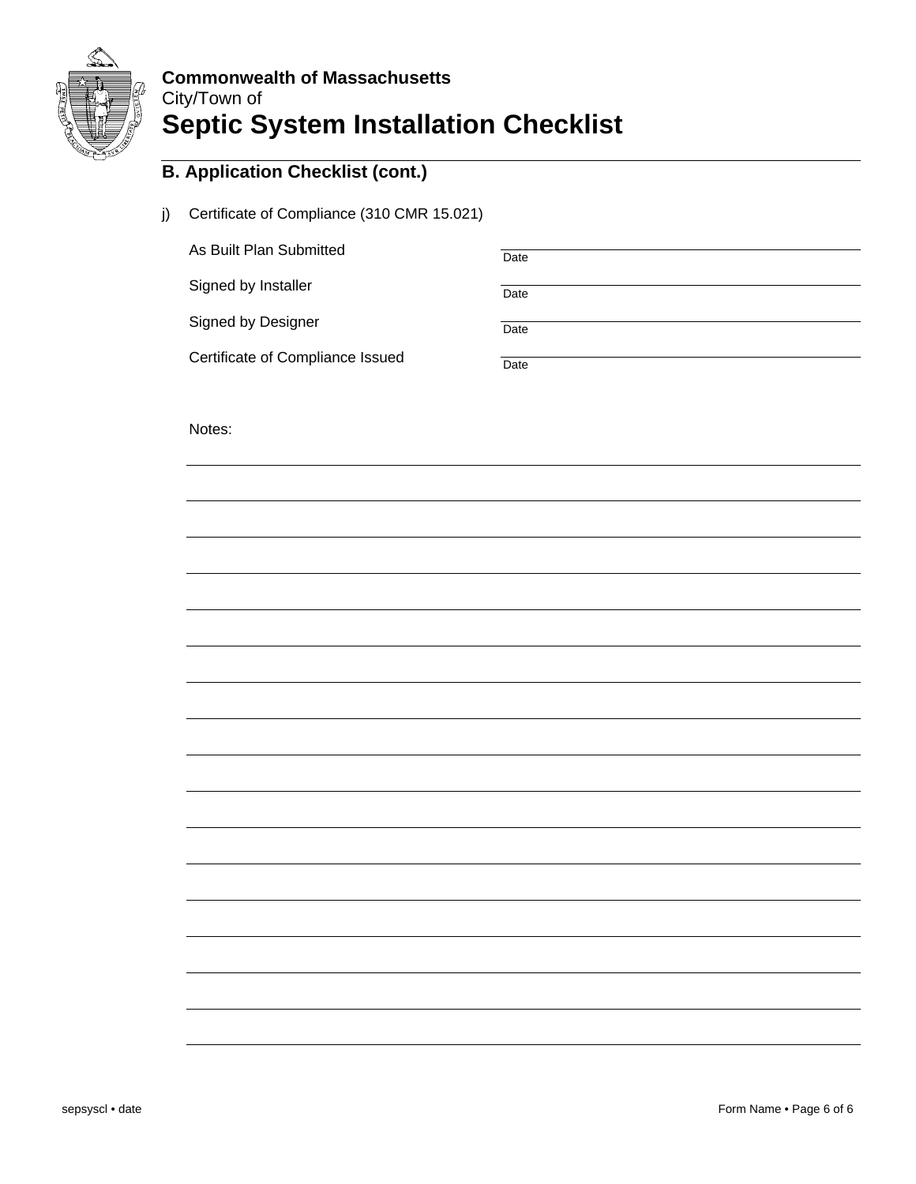**Commonwealth of Massachusetts**
City/Town of
# Septic System Installation Checklist

## B. Application Checklist (cont.)

j) Certificate of Compliance (310 CMR 15.021)

| | |
|---|---|
| As Built Plan Submitted | Date |
| Signed by Installer | Date |
| Signed by Designer | Date |
| Certificate of Compliance Issued | Date |

Notes: